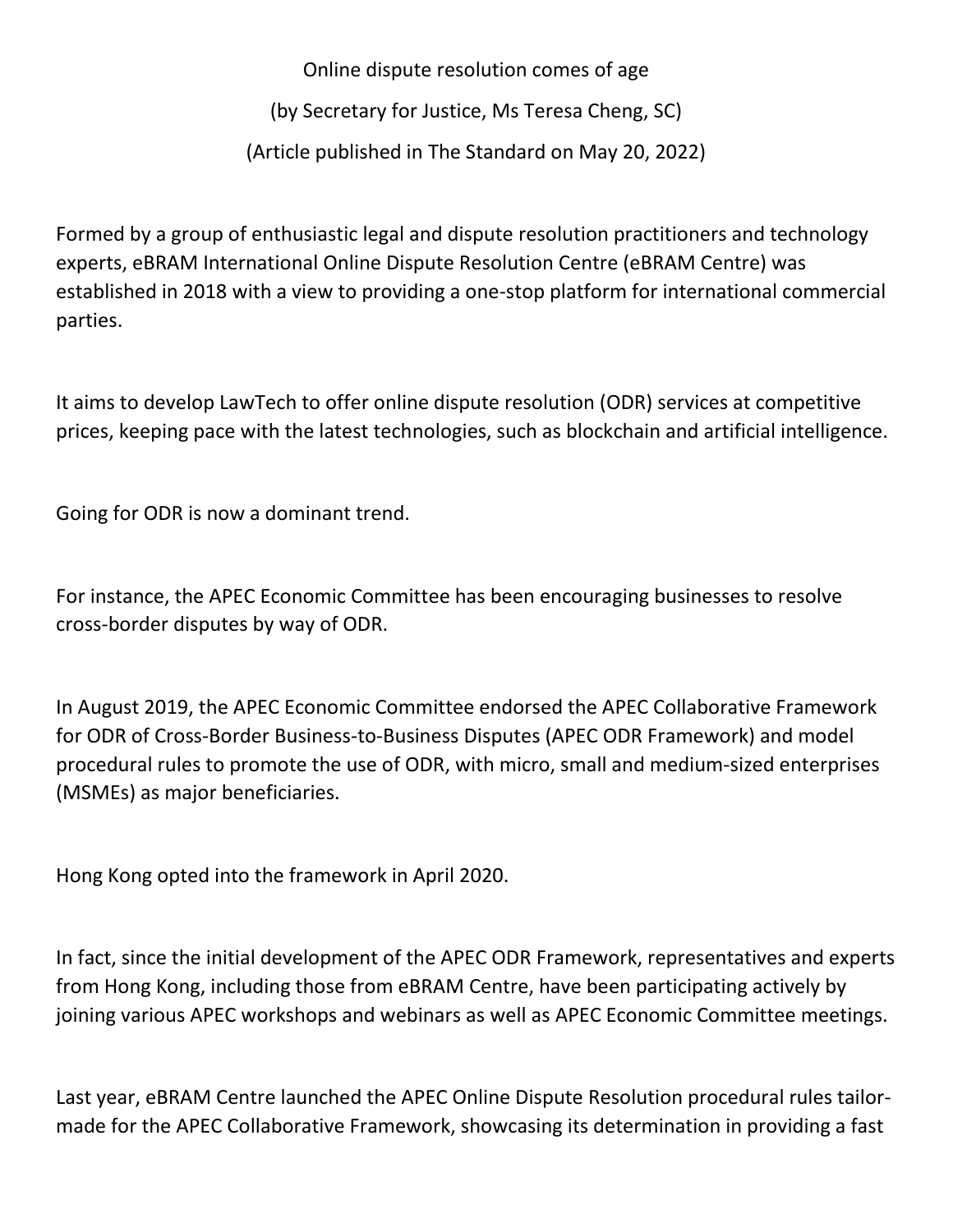# Online dispute resolution comes of age

(by Secretary for Justice, Ms Teresa Cheng, SC)

(Article published in The Standard on May 20, 2022)

Formed by a group of enthusiastic legal and dispute resolution practitioners and technology experts, eBRAM International Online Dispute Resolution Centre (eBRAM Centre) was established in 2018 with a view to providing a one-stop platform for international commercial parties.

It aims to develop LawTech to offer online dispute resolution (ODR) services at competitive prices, keeping pace with the latest technologies, such as blockchain and artificial intelligence.

Going for ODR is now a dominant trend.

For instance, the APEC Economic Committee has been encouraging businesses to resolve cross-border disputes by way of ODR.

In August 2019, the APEC Economic Committee endorsed the APEC Collaborative Framework for ODR of Cross-Border Business-to-Business Disputes (APEC ODR Framework) and model procedural rules to promote the use of ODR, with micro, small and medium-sized enterprises (MSMEs) as major beneficiaries.

Hong Kong opted into the framework in April 2020.

In fact, since the initial development of the APEC ODR Framework, representatives and experts from Hong Kong, including those from eBRAM Centre, have been participating actively by joining various APEC workshops and webinars as well as APEC Economic Committee meetings.

Last year, eBRAM Centre launched the APEC Online Dispute Resolution procedural rules tailor-made for the APEC Collaborative Framework, showcasing its determination in providing a fast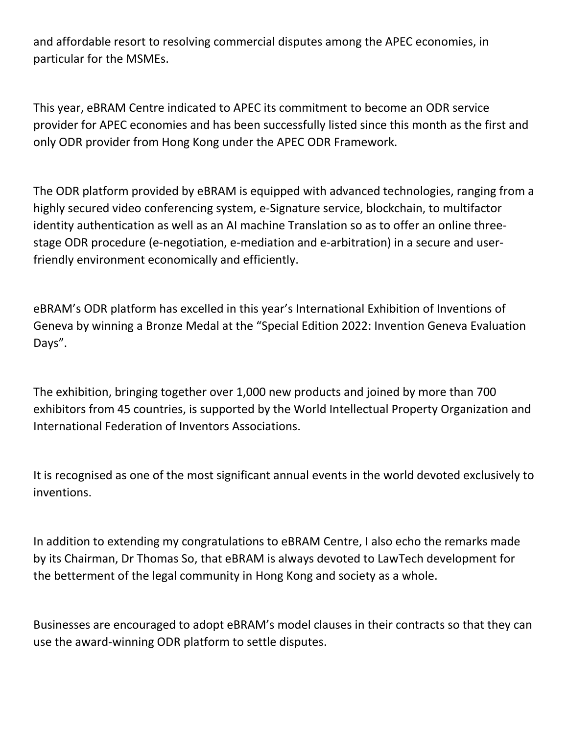and affordable resort to resolving commercial disputes among the APEC economies, in particular for the MSMEs.

This year, eBRAM Centre indicated to APEC its commitment to become an ODR service provider for APEC economies and has been successfully listed since this month as the first and only ODR provider from Hong Kong under the APEC ODR Framework.

The ODR platform provided by eBRAM is equipped with advanced technologies, ranging from a highly secured video conferencing system, e-Signature service, blockchain, to multifactor identity authentication as well as an AI machine Translation so as to offer an online three-stage ODR procedure (e-negotiation, e-mediation and e-arbitration) in a secure and user-friendly environment economically and efficiently.

eBRAM's ODR platform has excelled in this year's International Exhibition of Inventions of Geneva by winning a Bronze Medal at the "Special Edition 2022: Invention Geneva Evaluation Days".

The exhibition, bringing together over 1,000 new products and joined by more than 700 exhibitors from 45 countries, is supported by the World Intellectual Property Organization and International Federation of Inventors Associations.

It is recognised as one of the most significant annual events in the world devoted exclusively to inventions.

In addition to extending my congratulations to eBRAM Centre, I also echo the remarks made by its Chairman, Dr Thomas So, that eBRAM is always devoted to LawTech development for the betterment of the legal community in Hong Kong and society as a whole.

Businesses are encouraged to adopt eBRAM's model clauses in their contracts so that they can use the award-winning ODR platform to settle disputes.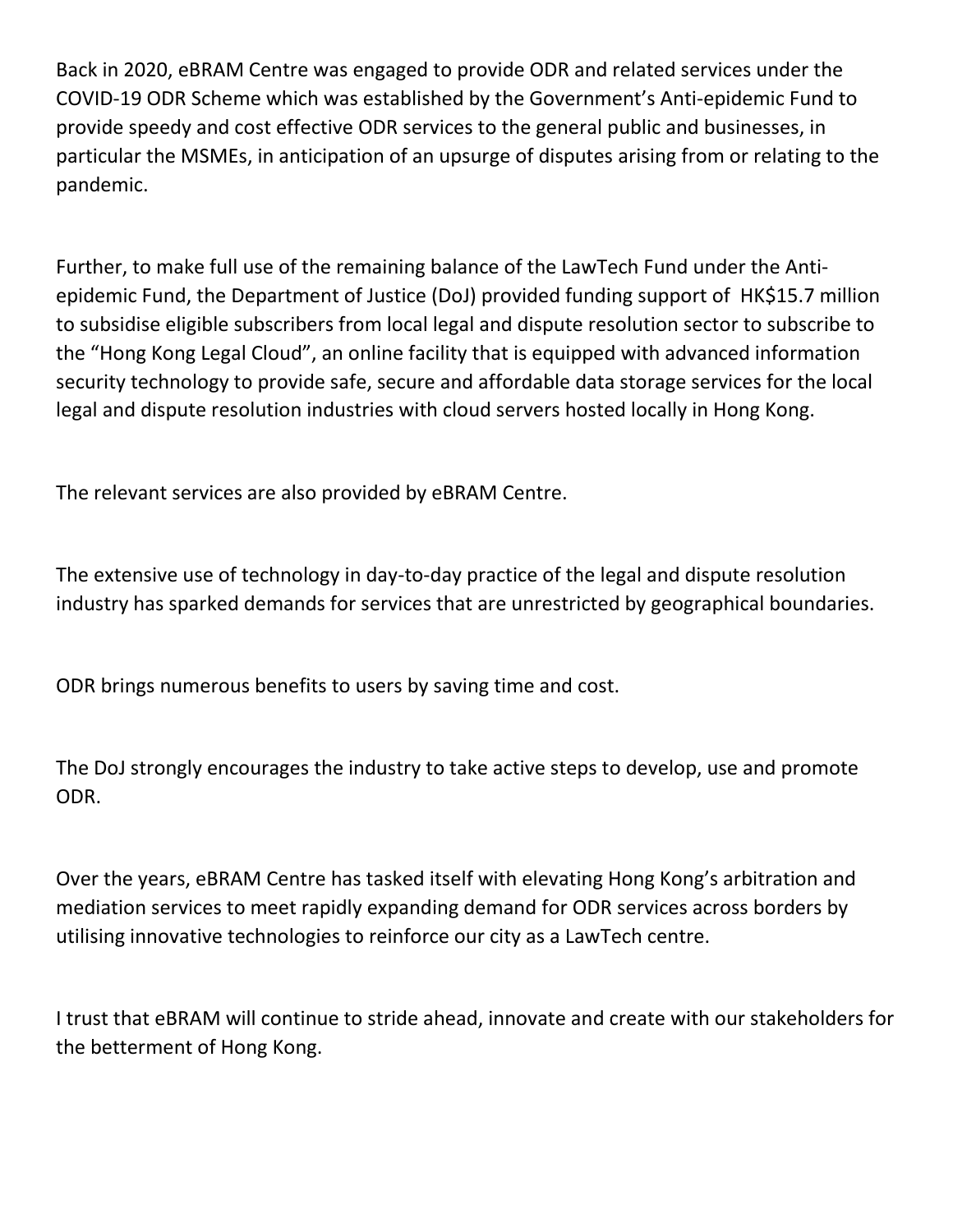Back in 2020, eBRAM Centre was engaged to provide ODR and related services under the COVID-19 ODR Scheme which was established by the Government's Anti-epidemic Fund to provide speedy and cost effective ODR services to the general public and businesses, in particular the MSMEs, in anticipation of an upsurge of disputes arising from or relating to the pandemic.

Further, to make full use of the remaining balance of the LawTech Fund under the Anti-epidemic Fund, the Department of Justice (DoJ) provided funding support of HK$15.7 million to subsidise eligible subscribers from local legal and dispute resolution sector to subscribe to the "Hong Kong Legal Cloud", an online facility that is equipped with advanced information security technology to provide safe, secure and affordable data storage services for the local legal and dispute resolution industries with cloud servers hosted locally in Hong Kong.

The relevant services are also provided by eBRAM Centre.

The extensive use of technology in day-to-day practice of the legal and dispute resolution industry has sparked demands for services that are unrestricted by geographical boundaries.

ODR brings numerous benefits to users by saving time and cost.

The DoJ strongly encourages the industry to take active steps to develop, use and promote ODR.

Over the years, eBRAM Centre has tasked itself with elevating Hong Kong's arbitration and mediation services to meet rapidly expanding demand for ODR services across borders by utilising innovative technologies to reinforce our city as a LawTech centre.

I trust that eBRAM will continue to stride ahead, innovate and create with our stakeholders for the betterment of Hong Kong.